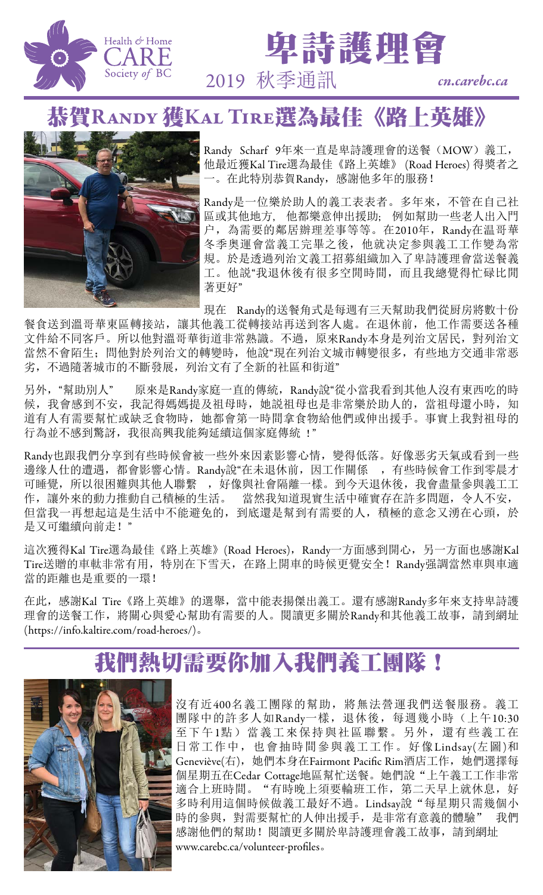Health & Home CARE Society of BC

# 卑詩護理會

2019 秋季通訊 *cn.carebc.ca*

## 恭賀Randy獲Kal Tire選為最佳《路上英雄》

Randy Scharf 9年來一直是卑詩護理會的送餐（MOW）義工，他最近獲Kal Tire選為最佳《路上英雄》(Road Heroes) 得獎者之一。在此特別恭賀Randy，感謝他多年的服務！

Randy是一位樂於助人的義工表表者。多年來，不管在自己社區或其他地方， 他都樂意伸出援助； 例如幫助一些老人出入門戶，為需要的鄰居辦理差事等等。在2010年，Randy在溫哥華冬季奧運會當義工完畢之後，他就決定參與義工工作變為常規。於是透過列治文義工招募組織加入了卑詩護理會當送餐義工。他說"我退休後有很多空閒時間，而且我總覺得忙碌比閒著更好"

現在 Randy的送餐角式是每週有三天幫助我們從廚房將數十份餐食送到溫哥華東區轉接站，讓其他義工從轉接站再送到客人處。在退休前，他工作需要送各種文件給不同客戶。所以他對溫哥華街道非常熟識。不過，原來Randy本身是列治文居民，對列治文當然不會陌生；問他對於列治文的轉變時，他說"現在列治文城市轉變很多，有些地方交通非常惡劣，不過隨著城市的不斷發展，列治文有了全新的社區和街道"

另外，"幫助別人" 原來是Randy家庭一直的傳統，Randy說"從小當我看到其他人沒有東西吃的時候，我會感到不安，我記得媽媽提及祖母時，她說祖母也是非常樂於助人的，當祖母還小時，知道有人有需要幫忙或缺乏食物時，她都會第一時間拿食物給他們或伸出援手。事實上我對祖母的行為並不感到驚訝，我很高興我能夠延續這個家庭傳統 ！"

Randy也跟我們分享到有些時候會被一些外來因素影響心情，變得低落。好像惡劣天氣或看到一些邊缘人仕的遭遇，都會影響心情。Randy說"在未退休前，因工作關係 ，有些時候會工作到零晨才可睡覺，所以很困難與其他人聯繫 ，好像與社會隔離一樣。到今天退休後，我會盡量參與義工工作，讓外來的動力推動自己積極的生活。 當然我知道現實生活中確實存在許多問題，令人不安，但當我一再想起這是生活中不能避免的，到底還是幫到有需要的人，積極的意念又湧在心頭，於是又可繼續向前走！"

這次獲得Kal Tire選為最佳《路上英雄》(Road Heroes)，Randy一方面感到開心，另一方面也感謝Kal Tire送贈的車軚非常有用，特別在下雪天，在路上開車的時候更覺安全！Randy强調當然車與車適當的距離也是重要的一環！

在此，感謝Kal Tire《路上英雄》的選舉，當中能表揚傑出義工。還有感謝Randy多年來支持卑詩護理會的送餐工作，將關心與愛心幫助有需要的人。閱讀更多關於Randy和其他義工故事，請到網址(https://info.kaltire.com/road-heroes/)。

## 我們熱切需要你加入我們義工團隊！

沒有近400名義工團隊的幫助，將無法營運我們送餐服務。義工團隊中的許多人如Randy一樣，退休後，每週幾小時（上午10:30至下午1點）當義工來保持與社區聯繫。另外，還有些義工在日常工作中，也會抽時間參與義工工作。好像Lindsay(左圖)和Geneviève(右)，她們本身在Fairmont Pacific Rim酒店工作，她們選擇每個星期五在Cedar Cottage地區幫忙送餐。她們說 "上午義工工作非常適合上班時間。 "有時晚上須要輪班工作，第二天早上就休息，好多時利用這個時候做義工最好不過。Lindsay說 "每星期只需幾個小時的參與，對需要幫忙的人伸出援手，是非常有意義的體驗" 我們感謝他們的幫助！閱讀更多關於卑詩護理會義工故事，請到網址 www.carebc.ca/volunteer-profiles。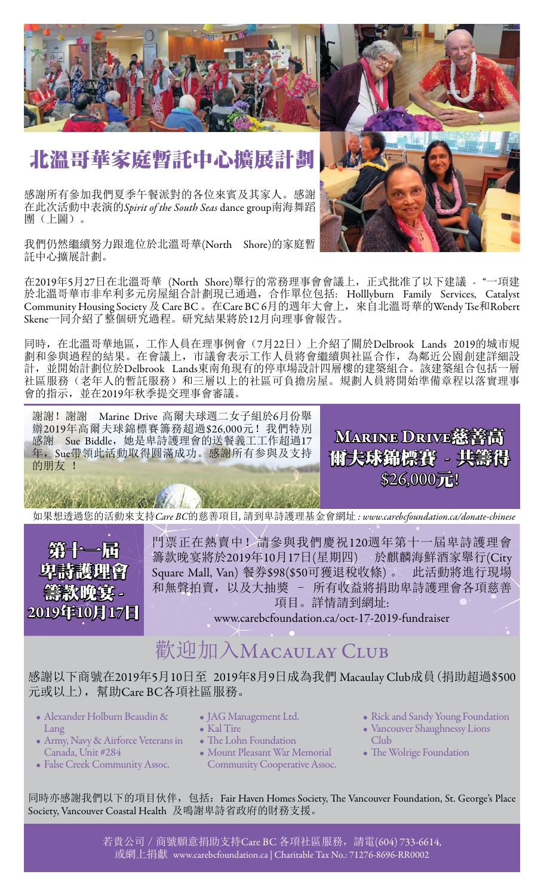# 北溫哥華家庭暫託中心擴展計劃

感謝所有參加我們夏季午餐派對的各位來賓及其家人。感謝在此次活動中表演的*Spirit of the South Seas* dance group南海舞蹈團（上圖）。

我們仍然繼續努力跟進位於北溫哥華(North Shore)的家庭暫託中心擴展計劃。

在2019年5月27日在北溫哥華 (North Shore)舉行的常務理事會會議上，正式批准了以下建議 - "一項建於北溫哥華市非牟利多元房屋組合計劃現已通過，合作單位包括: Holllyburn Family Services, Catalyst Community Housing Society 及 Care BC 。在Care BC 6月的週年大會上，來自北溫哥華的Wendy Tse和Robert Skene一同介紹了整個研究過程。研究結果將於12月向理事會報告。

同時，在北溫哥華地區，工作人員在理事例會（7月22日）上介紹了關於Delbrook Lands 2019的城市規劃和參與過程的結果。在會議上，市議會表示工作人員將會繼續與社區合作，為鄰近公園創建詳細設計，並開始計劃位於Delbrook Lands東南角現有的停車場設計四層樓的建築組合。該建築組合包括一層社區服務（老年人的暫託服務）和三層以上的社區可負擔房屋。規劃人員將開始準備章程以落實理事會的指示，並在2019年秋季提交理事會審議。

## MARINE DRIVE慈善高爾夫球錦標賽 - 共籌得$26,000元!

謝謝！謝謝 Marine Drive 高爾夫球週二女子組於6月份舉辦2019年高爾夫球錦標賽籌務超過$26,000元！我們特別感謝 Sue Biddle，她是卑詩護理會的送餐義工工作超過17年，Sue帶領此活動取得圓滿成功。感謝所有參與及支持的朋友 ！

如果想透過您的活動來支持*Care BC*的慈善項目, 請到卑詩護理基金會網址 : *www.carebcfoundation.ca/donate-chinese*

## 第十一屆卑詩護理會籌款晚宴 - 2019年10月17日

門票正在熱賣中！請參與我們慶祝120週年第十一屆卑詩護理會籌款晚宴將於2019年10月17日(星期四) 於麒麟海鮮酒家舉行(City Square Mall, Van) 餐券$98($50可獲退稅收條) 。 此活動將進行現場和無聲拍賣，以及大抽獎 – 所有收益將捐助卑詩護理會各項慈善項目。詳情請到網址:

www.carebcfoundation.ca/oct-17-2019-fundraiser

## 歡迎加入MACAULAY CLUB

感謝以下商號在2019年5月10日至 2019年8月9日成為我們 Macaulay Club成員 (捐助超過$500元或以上)，幫助Care BC各項社區服務。

- Alexander Holburn Beaudin & Lang
- Army, Navy & Airforce Veterans in Canada, Unit #284
- False Creek Community Assoc.
- JAG Management Ltd.
- Kal Tire
- The Lohn Foundation
- Mount Pleasant War Memorial Community Cooperative Assoc.
- Rick and Sandy Young Foundation
- Vancouver Shaughnessy Lions Club
- The Wolrige Foundation

同時亦感謝我們以下的項目伙伴，包括：Fair Haven Homes Society, The Vancouver Foundation, St. George's Place Society, Vancouver Coastal Health 及鳴謝卑詩省政府的財務支援。

若貴公司 / 商號願意捐助支持Care BC 各項社區服務，請電(604) 733-6614,
或網上捐獻 www.carebcfoundation.ca | Charitable Tax No.: 71276-8696-RR0002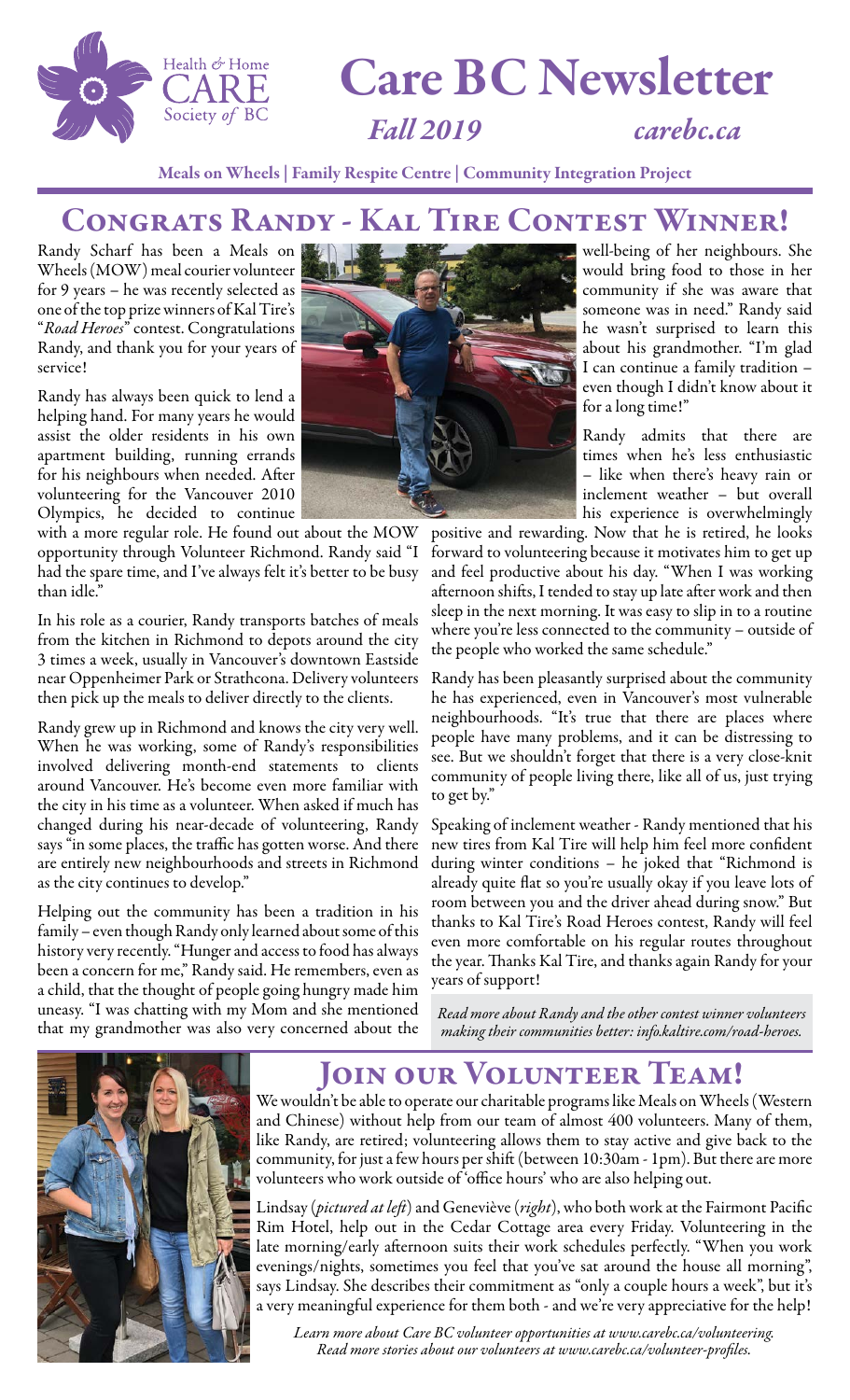# Care BC Newsletter

*Fall 2019* *carebc.ca*

Meals on Wheels | Family Respite Centre | Community Integration Project

## Congrats Randy - Kal Tire Contest Winner!

Randy Scharf has been a Meals on Wheels (MOW) meal courier volunteer for 9 years – he was recently selected as one of the top prize winners of Kal Tire's "*Road Heroes*" contest. Congratulations Randy, and thank you for your years of service!

Randy has always been quick to lend a helping hand. For many years he would assist the older residents in his own apartment building, running errands for his neighbours when needed. After volunteering for the Vancouver 2010 Olympics, he decided to continue with a more regular role. He found out about the MOW opportunity through Volunteer Richmond. Randy said "I had the spare time, and I've always felt it's better to be busy than idle."

In his role as a courier, Randy transports batches of meals from the kitchen in Richmond to depots around the city 3 times a week, usually in Vancouver's downtown Eastside near Oppenheimer Park or Strathcona. Delivery volunteers then pick up the meals to deliver directly to the clients.

Randy grew up in Richmond and knows the city very well. When he was working, some of Randy's responsibilities involved delivering month-end statements to clients around Vancouver. He's become even more familiar with the city in his time as a volunteer. When asked if much has changed during his near-decade of volunteering, Randy says "in some places, the traffic has gotten worse. And there are entirely new neighbourhoods and streets in Richmond as the city continues to develop."

Helping out the community has been a tradition in his family – even though Randy only learned about some of this history very recently. "Hunger and access to food has always been a concern for me," Randy said. He remembers, even as a child, that the thought of people going hungry made him uneasy. "I was chatting with my Mom and she mentioned that my grandmother was also very concerned about the well-being of her neighbours. She would bring food to those in her community if she was aware that someone was in need." Randy said he wasn't surprised to learn this about his grandmother. "I'm glad I can continue a family tradition – even though I didn't know about it for a long time!"

Randy admits that there are times when he's less enthusiastic – like when there's heavy rain or inclement weather – but overall his experience is overwhelmingly positive and rewarding. Now that he is retired, he looks forward to volunteering because it motivates him to get up and feel productive about his day. "When I was working afternoon shifts, I tended to stay up late after work and then sleep in the next morning. It was easy to slip in to a routine where you're less connected to the community – outside of the people who worked the same schedule."

Randy has been pleasantly surprised about the community he has experienced, even in Vancouver's most vulnerable neighbourhoods. "It's true that there are places where people have many problems, and it can be distressing to see. But we shouldn't forget that there is a very close-knit community of people living there, like all of us, just trying to get by."

Speaking of inclement weather - Randy mentioned that his new tires from Kal Tire will help him feel more confident during winter conditions – he joked that "Richmond is already quite flat so you're usually okay if you leave lots of room between you and the driver ahead during snow." But thanks to Kal Tire's Road Heroes contest, Randy will feel even more comfortable on his regular routes throughout the year. Thanks Kal Tire, and thanks again Randy for your years of support!

*Read more about Randy and the other contest winner volunteers making their communities better: info.kaltire.com/road-heroes.*

## Join our Volunteer Team!

We wouldn't be able to operate our charitable programs like Meals on Wheels (Western and Chinese) without help from our team of almost 400 volunteers. Many of them, like Randy, are retired; volunteering allows them to stay active and give back to the community, for just a few hours per shift (between 10:30am - 1pm). But there are more volunteers who work outside of 'office hours' who are also helping out.

Lindsay (*pictured at left*) and Geneviève (*right*), who both work at the Fairmont Pacific Rim Hotel, help out in the Cedar Cottage area every Friday. Volunteering in the late morning/early afternoon suits their work schedules perfectly. "When you work evenings/nights, sometimes you feel that you've sat around the house all morning", says Lindsay. She describes their commitment as "only a couple hours a week", but it's a very meaningful experience for them both - and we're very appreciative for the help!

*Learn more about Care BC volunteer opportunities at www.carebc.ca/volunteering.*
*Read more stories about our volunteers at www.carebc.ca/volunteer-profiles.*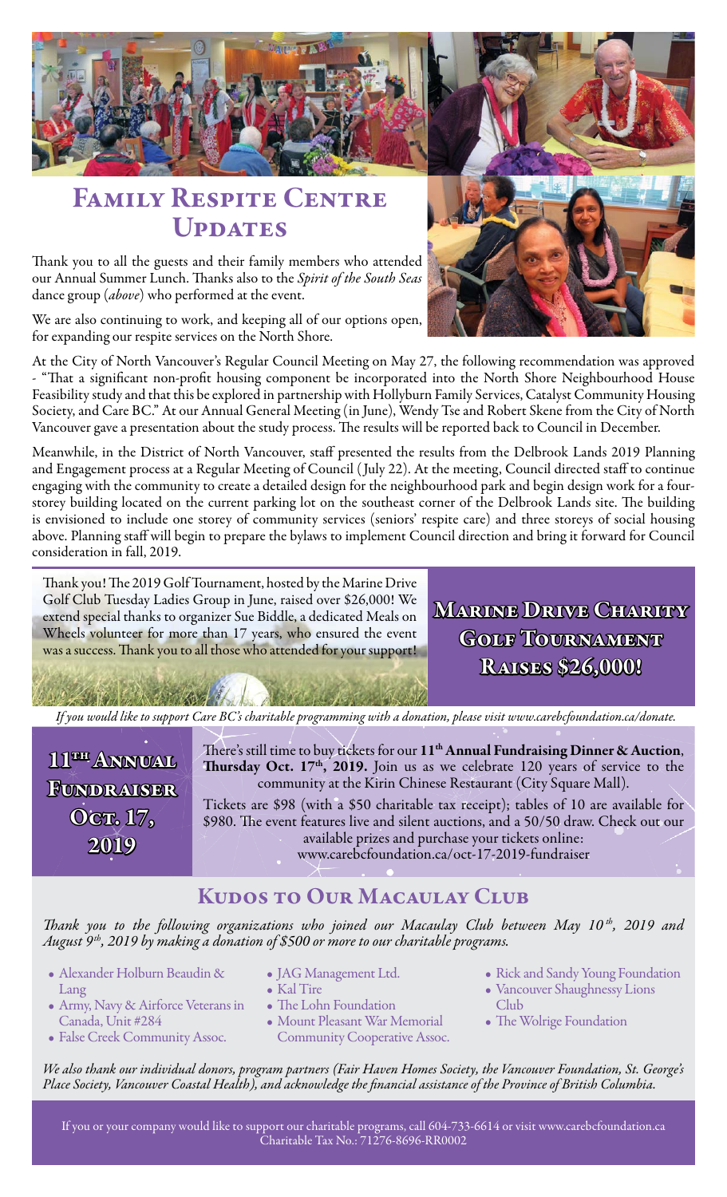# Family Respite Centre Updates

Thank you to all the guests and their family members who attended our Annual Summer Lunch. Thanks also to the *Spirit of the South Seas* dance group (*above*) who performed at the event.

We are also continuing to work, and keeping all of our options open, for expanding our respite services on the North Shore.

At the City of North Vancouver's Regular Council Meeting on May 27, the following recommendation was approved - "That a significant non-profit housing component be incorporated into the North Shore Neighbourhood House Feasibility study and that this be explored in partnership with Hollyburn Family Services, Catalyst Community Housing Society, and Care BC." At our Annual General Meeting (in June), Wendy Tse and Robert Skene from the City of North Vancouver gave a presentation about the study process. The results will be reported back to Council in December.

Meanwhile, in the District of North Vancouver, staff presented the results from the Delbrook Lands 2019 Planning and Engagement process at a Regular Meeting of Council (July 22). At the meeting, Council directed staff to continue engaging with the community to create a detailed design for the neighbourhood park and begin design work for a four-storey building located on the current parking lot on the southeast corner of the Delbrook Lands site. The building is envisioned to include one storey of community services (seniors' respite care) and three storeys of social housing above. Planning staff will begin to prepare the bylaws to implement Council direction and bring it forward for Council consideration in fall, 2019.

## Marine Drive Charity Golf Tournament Raises $26,000!

Thank you! The 2019 Golf Tournament, hosted by the Marine Drive Golf Club Tuesday Ladies Group in June, raised over $26,000! We extend special thanks to organizer Sue Biddle, a dedicated Meals on Wheels volunteer for more than 17 years, who ensured the event was a success. Thank you to all those who attended for your support!

*If you would like to support Care BC's charitable programming with a donation, please visit www.carebcfoundation.ca/donate.*

## 11th Annual Fundraiser Oct. 17, 2019

There's still time to buy tickets for our **11th Annual Fundraising Dinner & Auction**, **Thursday Oct. 17th, 2019.** Join us as we celebrate 120 years of service to the community at the Kirin Chinese Restaurant (City Square Mall).

Tickets are $98 (with a $50 charitable tax receipt); tables of 10 are available for $980. The event features live and silent auctions, and a 50/50 draw. Check out our available prizes and purchase your tickets online: www.carebcfoundation.ca/oct-17-2019-fundraiser

## Kudos to Our Macaulay Club

*Thank you to the following organizations who joined our Macaulay Club between May 10th, 2019 and August 9th, 2019 by making a donation of $500 or more to our charitable programs.*

- Alexander Holburn Beaudin & Lang
- Army, Navy & Airforce Veterans in Canada, Unit #284
- False Creek Community Assoc.
- JAG Management Ltd.
- Kal Tire
- The Lohn Foundation
- Mount Pleasant War Memorial Community Cooperative Assoc.
- Rick and Sandy Young Foundation
- Vancouver Shaughnessy Lions Club
- The Wolrige Foundation

*We also thank our individual donors, program partners (Fair Haven Homes Society, the Vancouver Foundation, St. George's Place Society, Vancouver Coastal Health), and acknowledge the financial assistance of the Province of British Columbia.*

If you or your company would like to support our charitable programs, call 604-733-6614 or visit www.carebcfoundation.ca
Charitable Tax No.: 71276-8696-RR0002